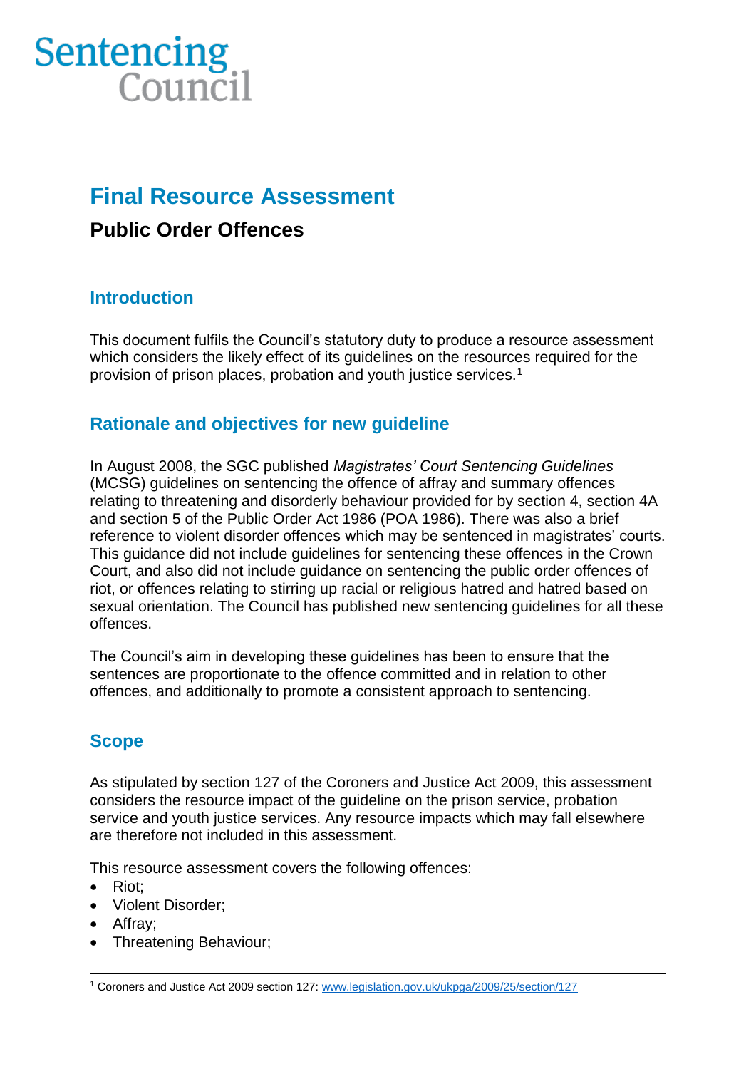Sentencing Council

# Final Resource Assessment

## Public Order Offences

### Introduction

This document fulfils the Council's statutory duty to produce a resource assessment which considers the likely effect of its guidelines on the resources required for the provision of prison places, probation and youth justice services.[1]

### Rationale and objectives for new guideline

In August 2008, the SGC published *Magistrates' Court Sentencing Guidelines* (MCSG) guidelines on sentencing the offence of affray and summary offences relating to threatening and disorderly behaviour provided for by section 4, section 4A and section 5 of the Public Order Act 1986 (POA 1986). There was also a brief reference to violent disorder offences which may be sentenced in magistrates' courts. This guidance did not include guidelines for sentencing these offences in the Crown Court, and also did not include guidance on sentencing the public order offences of riot, or offences relating to stirring up racial or religious hatred and hatred based on sexual orientation. The Council has published new sentencing guidelines for all these offences.

The Council's aim in developing these guidelines has been to ensure that the sentences are proportionate to the offence committed and in relation to other offences, and additionally to promote a consistent approach to sentencing.

### Scope

As stipulated by section 127 of the Coroners and Justice Act 2009, this assessment considers the resource impact of the guideline on the prison service, probation service and youth justice services. Any resource impacts which may fall elsewhere are therefore not included in this assessment.

This resource assessment covers the following offences:

- Riot;
- Violent Disorder;
- Affray;
- Threatening Behaviour;

[1] Coroners and Justice Act 2009 section 127: www.legislation.gov.uk/ukpga/2009/25/section/127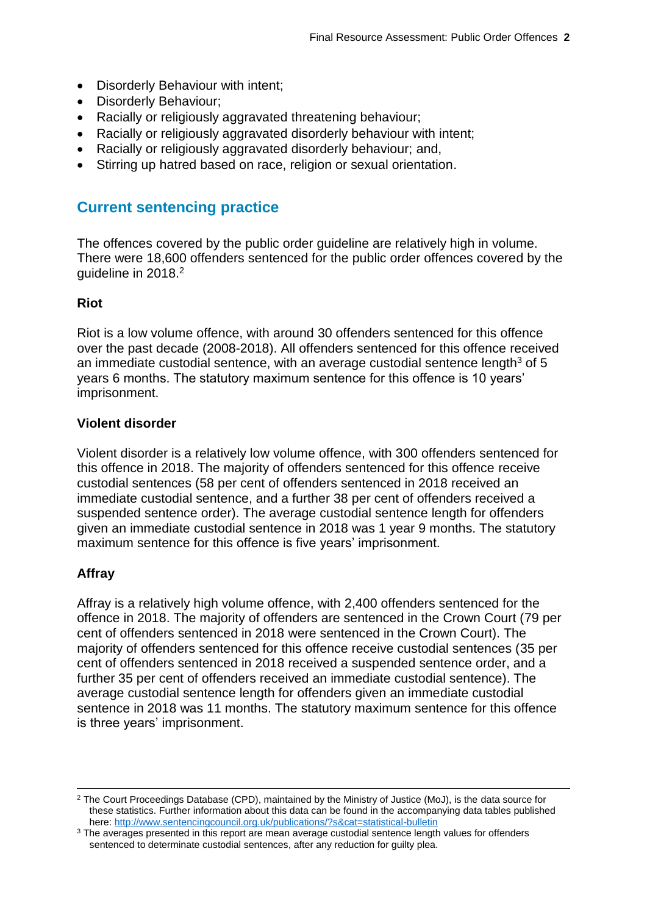- Disorderly Behaviour with intent;
- Disorderly Behaviour;
- Racially or religiously aggravated threatening behaviour;
- Racially or religiously aggravated disorderly behaviour with intent;
- Racially or religiously aggravated disorderly behaviour; and,
- Stirring up hatred based on race, religion or sexual orientation.

## Current sentencing practice

The offences covered by the public order guideline are relatively high in volume. There were 18,600 offenders sentenced for the public order offences covered by the guideline in 2018.[2]

### Riot

Riot is a low volume offence, with around 30 offenders sentenced for this offence over the past decade (2008-2018). All offenders sentenced for this offence received an immediate custodial sentence, with an average custodial sentence length[3] of 5 years 6 months. The statutory maximum sentence for this offence is 10 years' imprisonment.

### Violent disorder

Violent disorder is a relatively low volume offence, with 300 offenders sentenced for this offence in 2018. The majority of offenders sentenced for this offence receive custodial sentences (58 per cent of offenders sentenced in 2018 received an immediate custodial sentence, and a further 38 per cent of offenders received a suspended sentence order). The average custodial sentence length for offenders given an immediate custodial sentence in 2018 was 1 year 9 months. The statutory maximum sentence for this offence is five years' imprisonment.

### Affray

Affray is a relatively high volume offence, with 2,400 offenders sentenced for the offence in 2018. The majority of offenders are sentenced in the Crown Court (79 per cent of offenders sentenced in 2018 were sentenced in the Crown Court). The majority of offenders sentenced for this offence receive custodial sentences (35 per cent of offenders sentenced in 2018 received a suspended sentence order, and a further 35 per cent of offenders received an immediate custodial sentence). The average custodial sentence length for offenders given an immediate custodial sentence in 2018 was 11 months. The statutory maximum sentence for this offence is three years' imprisonment.

---

[2] The Court Proceedings Database (CPD), maintained by the Ministry of Justice (MoJ), is the data source for these statistics. Further information about this data can be found in the accompanying data tables published here: http://www.sentencingcouncil.org.uk/publications/?s&cat=statistical-bulletin

[3] The averages presented in this report are mean average custodial sentence length values for offenders sentenced to determinate custodial sentences, after any reduction for guilty plea.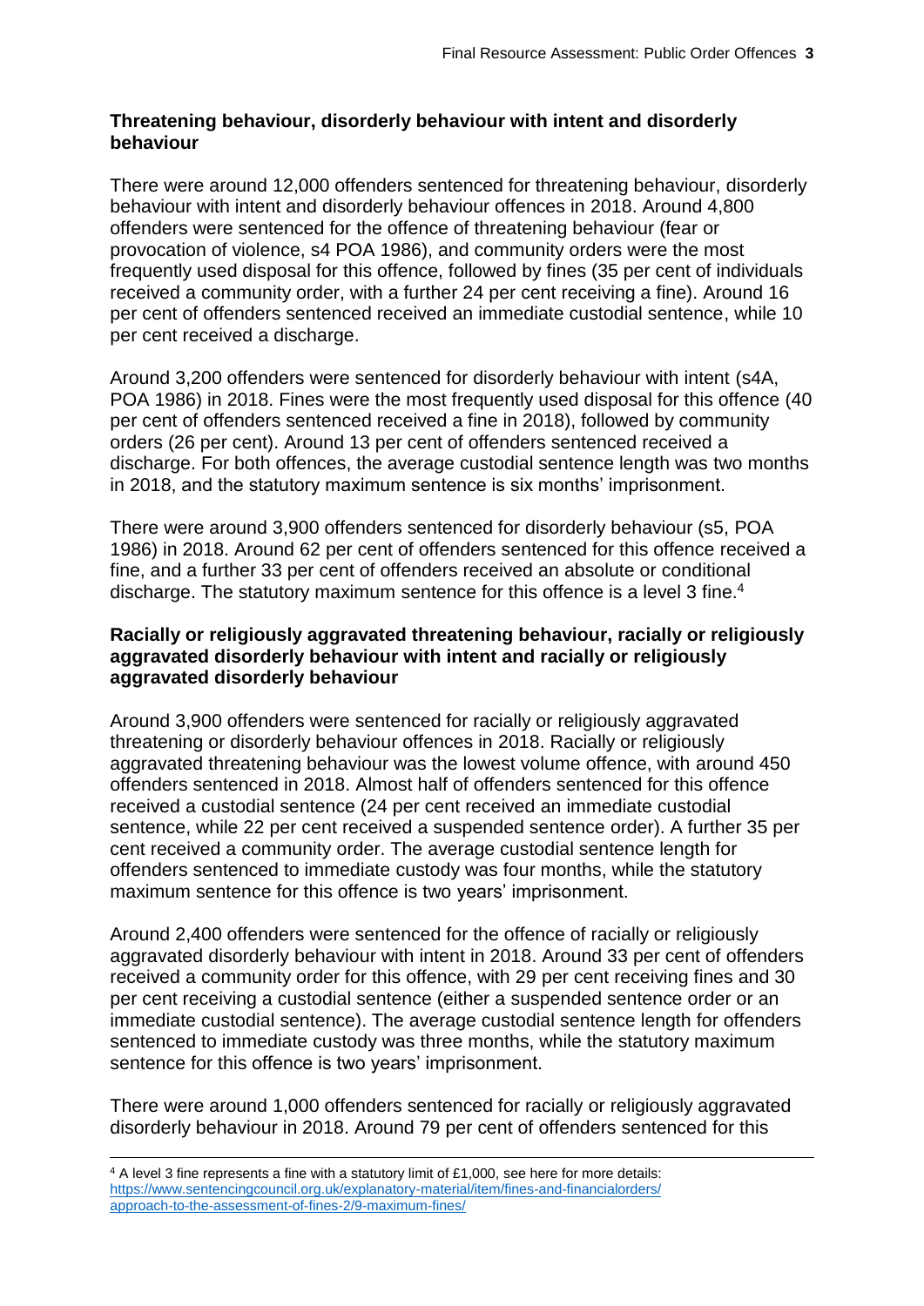**Threatening behaviour, disorderly behaviour with intent and disorderly behaviour**

There were around 12,000 offenders sentenced for threatening behaviour, disorderly behaviour with intent and disorderly behaviour offences in 2018. Around 4,800 offenders were sentenced for the offence of threatening behaviour (fear or provocation of violence, s4 POA 1986), and community orders were the most frequently used disposal for this offence, followed by fines (35 per cent of individuals received a community order, with a further 24 per cent receiving a fine). Around 16 per cent of offenders sentenced received an immediate custodial sentence, while 10 per cent received a discharge.

Around 3,200 offenders were sentenced for disorderly behaviour with intent (s4A, POA 1986) in 2018. Fines were the most frequently used disposal for this offence (40 per cent of offenders sentenced received a fine in 2018), followed by community orders (26 per cent). Around 13 per cent of offenders sentenced received a discharge. For both offences, the average custodial sentence length was two months in 2018, and the statutory maximum sentence is six months' imprisonment.

There were around 3,900 offenders sentenced for disorderly behaviour (s5, POA 1986) in 2018. Around 62 per cent of offenders sentenced for this offence received a fine, and a further 33 per cent of offenders received an absolute or conditional discharge. The statutory maximum sentence for this offence is a level 3 fine.[4]

**Racially or religiously aggravated threatening behaviour, racially or religiously aggravated disorderly behaviour with intent and racially or religiously aggravated disorderly behaviour**

Around 3,900 offenders were sentenced for racially or religiously aggravated threatening or disorderly behaviour offences in 2018. Racially or religiously aggravated threatening behaviour was the lowest volume offence, with around 450 offenders sentenced in 2018. Almost half of offenders sentenced for this offence received a custodial sentence (24 per cent received an immediate custodial sentence, while 22 per cent received a suspended sentence order). A further 35 per cent received a community order. The average custodial sentence length for offenders sentenced to immediate custody was four months, while the statutory maximum sentence for this offence is two years' imprisonment.

Around 2,400 offenders were sentenced for the offence of racially or religiously aggravated disorderly behaviour with intent in 2018. Around 33 per cent of offenders received a community order for this offence, with 29 per cent receiving fines and 30 per cent receiving a custodial sentence (either a suspended sentence order or an immediate custodial sentence). The average custodial sentence length for offenders sentenced to immediate custody was three months, while the statutory maximum sentence for this offence is two years' imprisonment.

There were around 1,000 offenders sentenced for racially or religiously aggravated disorderly behaviour in 2018. Around 79 per cent of offenders sentenced for this

[4] A level 3 fine represents a fine with a statutory limit of £1,000, see here for more details: https://www.sentencingcouncil.org.uk/explanatory-material/item/fines-and-financialorders/approach-to-the-assessment-of-fines-2/9-maximum-fines/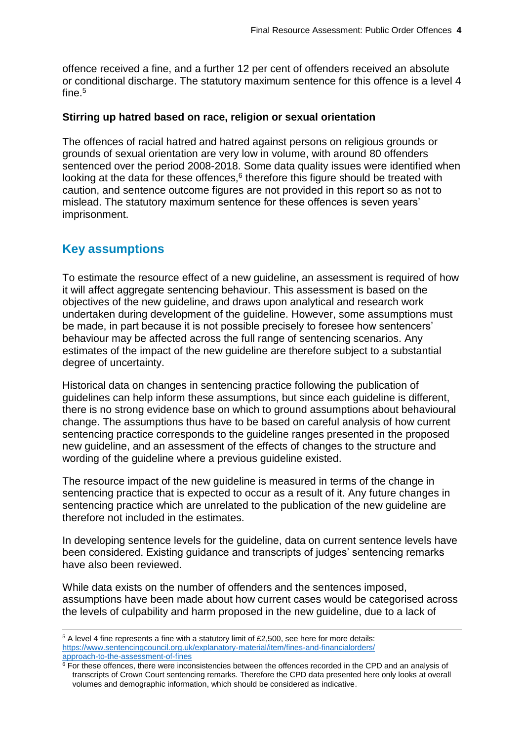offence received a fine, and a further 12 per cent of offenders received an absolute or conditional discharge. The statutory maximum sentence for this offence is a level 4 fine.[5]

**Stirring up hatred based on race, religion or sexual orientation**

The offences of racial hatred and hatred against persons on religious grounds or grounds of sexual orientation are very low in volume, with around 80 offenders sentenced over the period 2008-2018. Some data quality issues were identified when looking at the data for these offences,[6] therefore this figure should be treated with caution, and sentence outcome figures are not provided in this report so as not to mislead. The statutory maximum sentence for these offences is seven years' imprisonment.

## Key assumptions

To estimate the resource effect of a new guideline, an assessment is required of how it will affect aggregate sentencing behaviour. This assessment is based on the objectives of the new guideline, and draws upon analytical and research work undertaken during development of the guideline. However, some assumptions must be made, in part because it is not possible precisely to foresee how sentencers' behaviour may be affected across the full range of sentencing scenarios. Any estimates of the impact of the new guideline are therefore subject to a substantial degree of uncertainty.

Historical data on changes in sentencing practice following the publication of guidelines can help inform these assumptions, but since each guideline is different, there is no strong evidence base on which to ground assumptions about behavioural change. The assumptions thus have to be based on careful analysis of how current sentencing practice corresponds to the guideline ranges presented in the proposed new guideline, and an assessment of the effects of changes to the structure and wording of the guideline where a previous guideline existed.

The resource impact of the new guideline is measured in terms of the change in sentencing practice that is expected to occur as a result of it. Any future changes in sentencing practice which are unrelated to the publication of the new guideline are therefore not included in the estimates.

In developing sentence levels for the guideline, data on current sentence levels have been considered. Existing guidance and transcripts of judges' sentencing remarks have also been reviewed.

While data exists on the number of offenders and the sentences imposed, assumptions have been made about how current cases would be categorised across the levels of culpability and harm proposed in the new guideline, due to a lack of

[5] A level 4 fine represents a fine with a statutory limit of £2,500, see here for more details: https://www.sentencingcouncil.org.uk/explanatory-material/item/fines-and-financialorders/approach-to-the-assessment-of-fines

[6] For these offences, there were inconsistencies between the offences recorded in the CPD and an analysis of transcripts of Crown Court sentencing remarks. Therefore the CPD data presented here only looks at overall volumes and demographic information, which should be considered as indicative.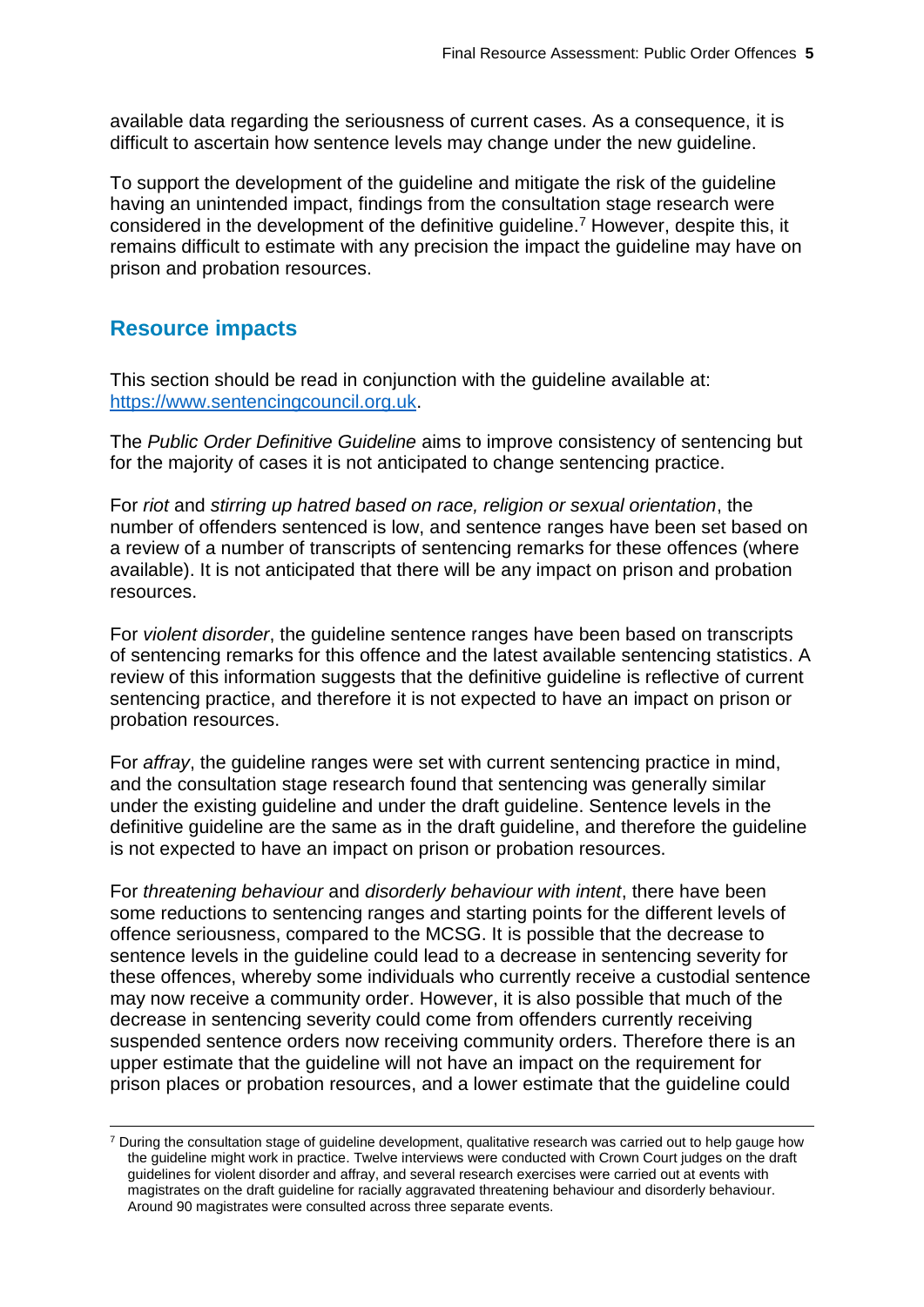available data regarding the seriousness of current cases. As a consequence, it is difficult to ascertain how sentence levels may change under the new guideline.

To support the development of the guideline and mitigate the risk of the guideline having an unintended impact, findings from the consultation stage research were considered in the development of the definitive guideline.[7] However, despite this, it remains difficult to estimate with any precision the impact the guideline may have on prison and probation resources.

## Resource impacts

This section should be read in conjunction with the guideline available at: [https://www.sentencingcouncil.org.uk](https://www.sentencingcouncil.org.uk).

The *Public Order Definitive Guideline* aims to improve consistency of sentencing but for the majority of cases it is not anticipated to change sentencing practice.

For *riot* and *stirring up hatred based on race, religion or sexual orientation*, the number of offenders sentenced is low, and sentence ranges have been set based on a review of a number of transcripts of sentencing remarks for these offences (where available). It is not anticipated that there will be any impact on prison and probation resources.

For *violent disorder*, the guideline sentence ranges have been based on transcripts of sentencing remarks for this offence and the latest available sentencing statistics. A review of this information suggests that the definitive guideline is reflective of current sentencing practice, and therefore it is not expected to have an impact on prison or probation resources.

For *affray*, the guideline ranges were set with current sentencing practice in mind, and the consultation stage research found that sentencing was generally similar under the existing guideline and under the draft guideline. Sentence levels in the definitive guideline are the same as in the draft guideline, and therefore the guideline is not expected to have an impact on prison or probation resources.

For *threatening behaviour* and *disorderly behaviour with intent*, there have been some reductions to sentencing ranges and starting points for the different levels of offence seriousness, compared to the MCSG. It is possible that the decrease to sentence levels in the guideline could lead to a decrease in sentencing severity for these offences, whereby some individuals who currently receive a custodial sentence may now receive a community order. However, it is also possible that much of the decrease in sentencing severity could come from offenders currently receiving suspended sentence orders now receiving community orders. Therefore there is an upper estimate that the guideline will not have an impact on the requirement for prison places or probation resources, and a lower estimate that the guideline could

[7] During the consultation stage of guideline development, qualitative research was carried out to help gauge how the guideline might work in practice. Twelve interviews were conducted with Crown Court judges on the draft guidelines for violent disorder and affray, and several research exercises were carried out at events with magistrates on the draft guideline for racially aggravated threatening behaviour and disorderly behaviour. Around 90 magistrates were consulted across three separate events.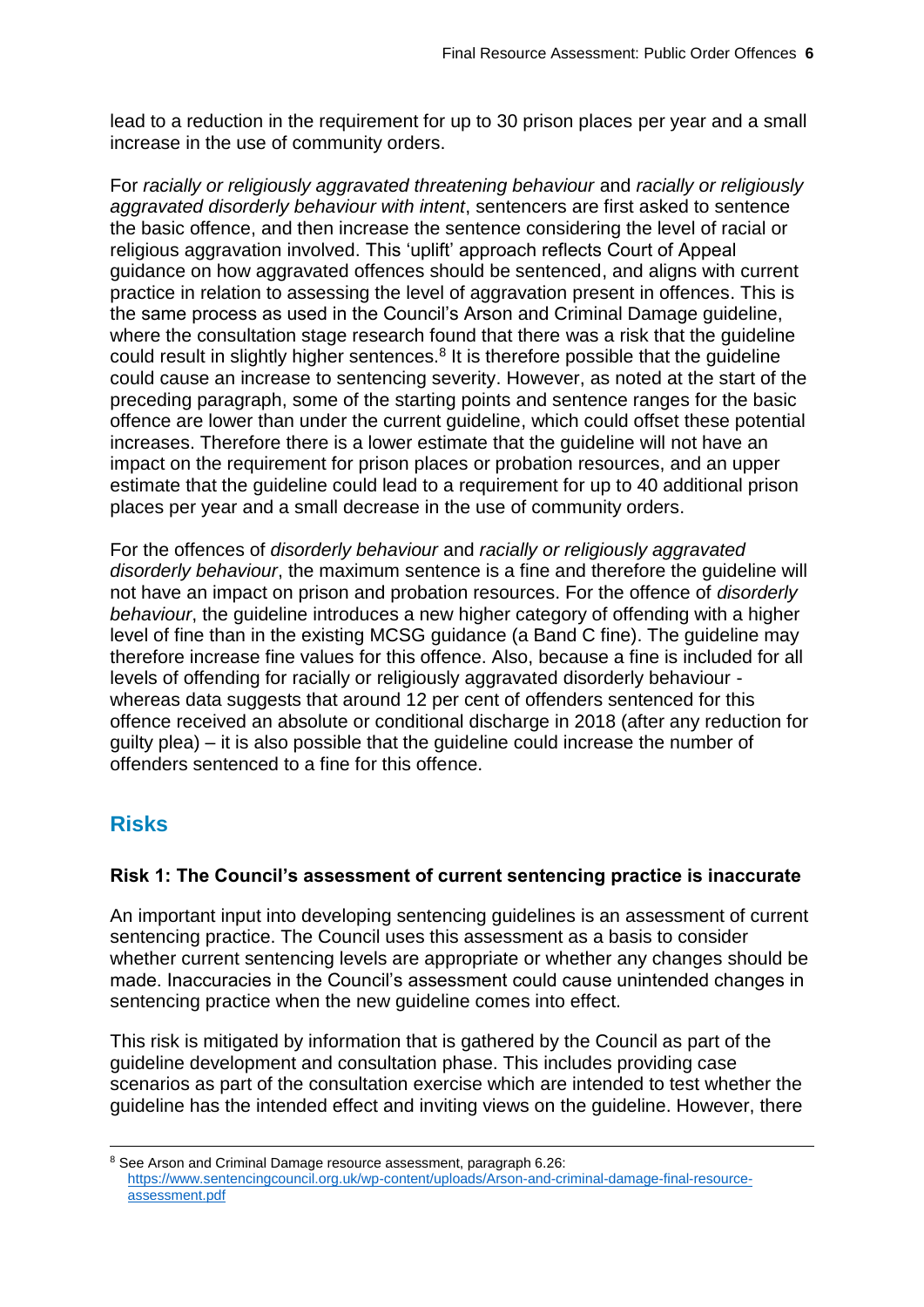lead to a reduction in the requirement for up to 30 prison places per year and a small increase in the use of community orders.

For *racially or religiously aggravated threatening behaviour* and *racially or religiously aggravated disorderly behaviour with intent*, sentencers are first asked to sentence the basic offence, and then increase the sentence considering the level of racial or religious aggravation involved. This 'uplift' approach reflects Court of Appeal guidance on how aggravated offences should be sentenced, and aligns with current practice in relation to assessing the level of aggravation present in offences. This is the same process as used in the Council's Arson and Criminal Damage guideline, where the consultation stage research found that there was a risk that the guideline could result in slightly higher sentences.[8] It is therefore possible that the guideline could cause an increase to sentencing severity. However, as noted at the start of the preceding paragraph, some of the starting points and sentence ranges for the basic offence are lower than under the current guideline, which could offset these potential increases. Therefore there is a lower estimate that the guideline will not have an impact on the requirement for prison places or probation resources, and an upper estimate that the guideline could lead to a requirement for up to 40 additional prison places per year and a small decrease in the use of community orders.

For the offences of *disorderly behaviour* and *racially or religiously aggravated disorderly behaviour*, the maximum sentence is a fine and therefore the guideline will not have an impact on prison and probation resources. For the offence of *disorderly behaviour*, the guideline introduces a new higher category of offending with a higher level of fine than in the existing MCSG guidance (a Band C fine). The guideline may therefore increase fine values for this offence. Also, because a fine is included for all levels of offending for racially or religiously aggravated disorderly behaviour - whereas data suggests that around 12 per cent of offenders sentenced for this offence received an absolute or conditional discharge in 2018 (after any reduction for guilty plea) – it is also possible that the guideline could increase the number of offenders sentenced to a fine for this offence.

## Risks

### Risk 1: The Council's assessment of current sentencing practice is inaccurate

An important input into developing sentencing guidelines is an assessment of current sentencing practice. The Council uses this assessment as a basis to consider whether current sentencing levels are appropriate or whether any changes should be made. Inaccuracies in the Council's assessment could cause unintended changes in sentencing practice when the new guideline comes into effect.

This risk is mitigated by information that is gathered by the Council as part of the guideline development and consultation phase. This includes providing case scenarios as part of the consultation exercise which are intended to test whether the guideline has the intended effect and inviting views on the guideline. However, there

[8] See Arson and Criminal Damage resource assessment, paragraph 6.26: https://www.sentencingcouncil.org.uk/wp-content/uploads/Arson-and-criminal-damage-final-resource-assessment.pdf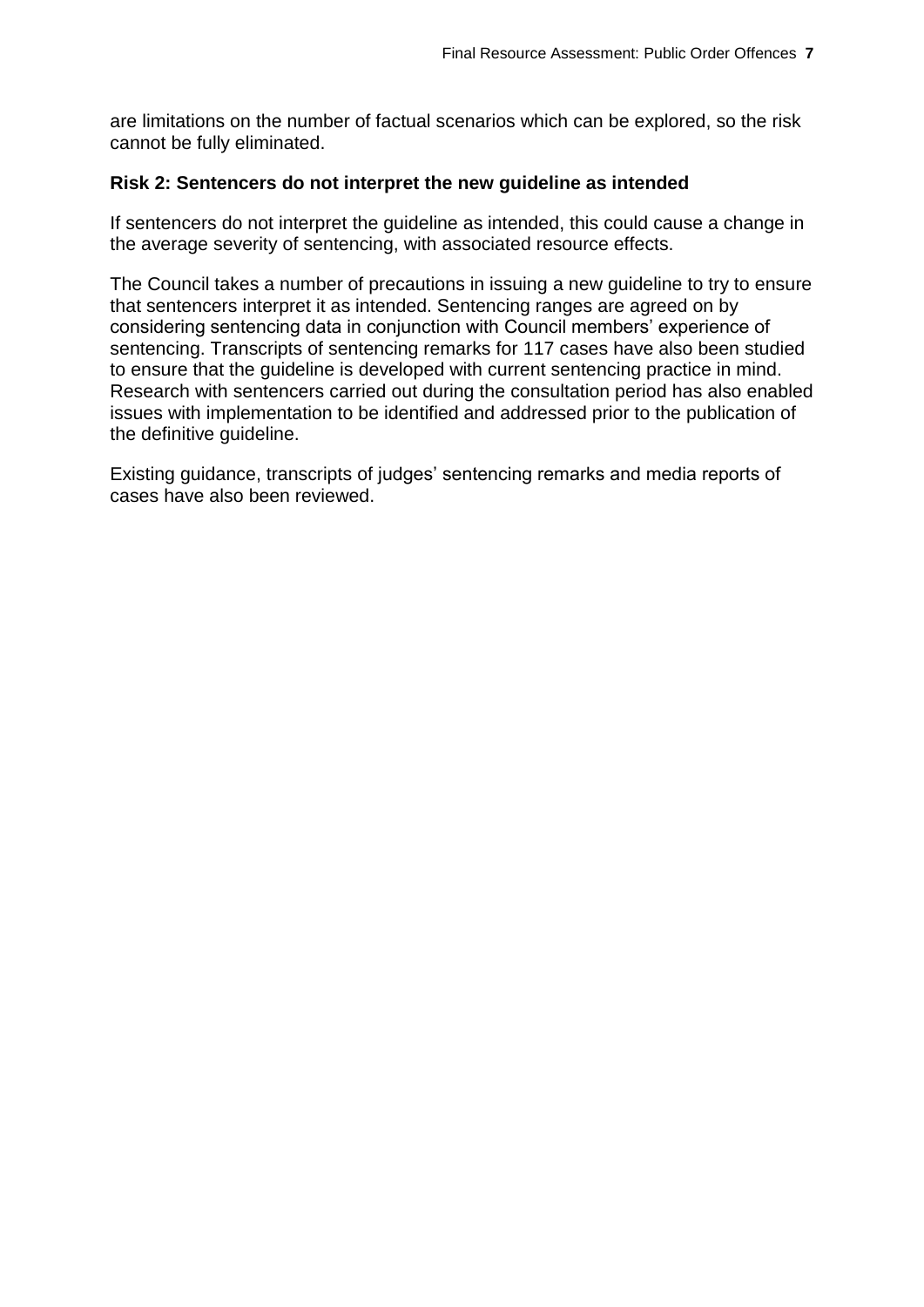are limitations on the number of factual scenarios which can be explored, so the risk cannot be fully eliminated.

**Risk 2: Sentencers do not interpret the new guideline as intended**

If sentencers do not interpret the guideline as intended, this could cause a change in the average severity of sentencing, with associated resource effects.

The Council takes a number of precautions in issuing a new guideline to try to ensure that sentencers interpret it as intended. Sentencing ranges are agreed on by considering sentencing data in conjunction with Council members' experience of sentencing. Transcripts of sentencing remarks for 117 cases have also been studied to ensure that the guideline is developed with current sentencing practice in mind. Research with sentencers carried out during the consultation period has also enabled issues with implementation to be identified and addressed prior to the publication of the definitive guideline.

Existing guidance, transcripts of judges' sentencing remarks and media reports of cases have also been reviewed.